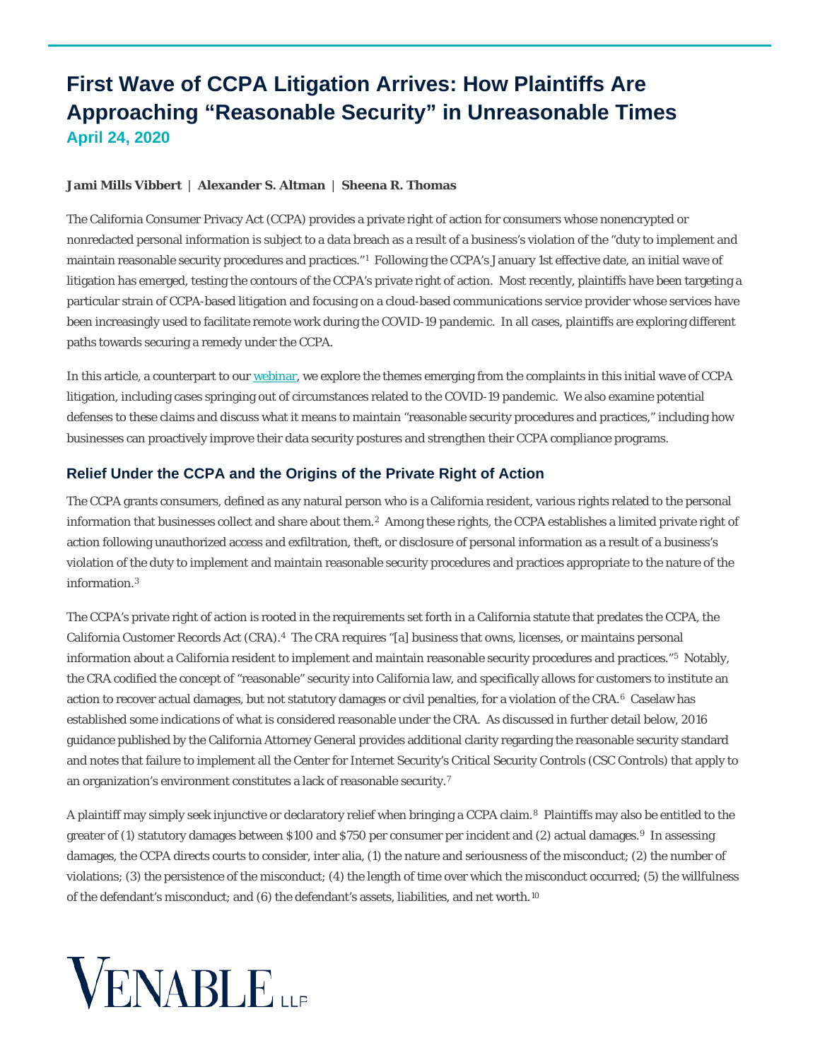# First Wave of CCPA Litigation Arrives: How Plaintiffs Are Approaching "Reasonable Security" in Unreasonable Times

**April 24, 2020**

**Jami Mills Vibbert | Alexander S. Altman | Sheena R. Thomas**

The California Consumer Privacy Act (CCPA) provides a private right of action for consumers whose nonencrypted or nonredacted personal information is subject to a data breach as a result of a business's violation of the "duty to implement and maintain reasonable security procedures and practices."[1] Following the CCPA's January 1st effective date, an initial wave of litigation has emerged, testing the contours of the CCPA's private right of action. Most recently, plaintiffs have been targeting a particular strain of CCPA-based litigation and focusing on a cloud-based communications service provider whose services have been increasingly used to facilitate remote work during the COVID-19 pandemic. In all cases, plaintiffs are exploring different paths towards securing a remedy under the CCPA.

In this article, a counterpart to our webinar, we explore the themes emerging from the complaints in this initial wave of CCPA litigation, including cases springing out of circumstances related to the COVID-19 pandemic. We also examine potential defenses to these claims and discuss what it means to maintain "reasonable security procedures and practices," including how businesses can proactively improve their data security postures and strengthen their CCPA compliance programs.

## Relief Under the CCPA and the Origins of the Private Right of Action

The CCPA grants consumers, defined as any natural person who is a California resident, various rights related to the personal information that businesses collect and share about them.[2] Among these rights, the CCPA establishes a limited private right of action following unauthorized access and exfiltration, theft, or disclosure of personal information as a result of a business's violation of the duty to implement and maintain reasonable security procedures and practices appropriate to the nature of the information.[3]

The CCPA's private right of action is rooted in the requirements set forth in a California statute that predates the CCPA, the California Customer Records Act (CRA).[4] The CRA requires "[a] business that owns, licenses, or maintains personal information about a California resident to implement and maintain reasonable security procedures and practices."[5] Notably, the CRA codified the concept of "reasonable" security into California law, and specifically allows for customers to institute an action to recover actual damages, but not statutory damages or civil penalties, for a violation of the CRA.[6] Caselaw has established some indications of what is considered reasonable under the CRA. As discussed in further detail below, 2016 guidance published by the California Attorney General provides additional clarity regarding the reasonable security standard and notes that failure to implement all the Center for Internet Security's Critical Security Controls (CSC Controls) that apply to an organization's environment constitutes a lack of reasonable security.[7]

A plaintiff may simply seek injunctive or declaratory relief when bringing a CCPA claim.[8] Plaintiffs may also be entitled to the greater of (1) statutory damages between $100 and $750 per consumer per incident and (2) actual damages.[9] In assessing damages, the CCPA directs courts to consider, inter alia, (1) the nature and seriousness of the misconduct; (2) the number of violations; (3) the persistence of the misconduct; (4) the length of time over which the misconduct occurred; (5) the willfulness of the defendant's misconduct; and (6) the defendant's assets, liabilities, and net worth.[10]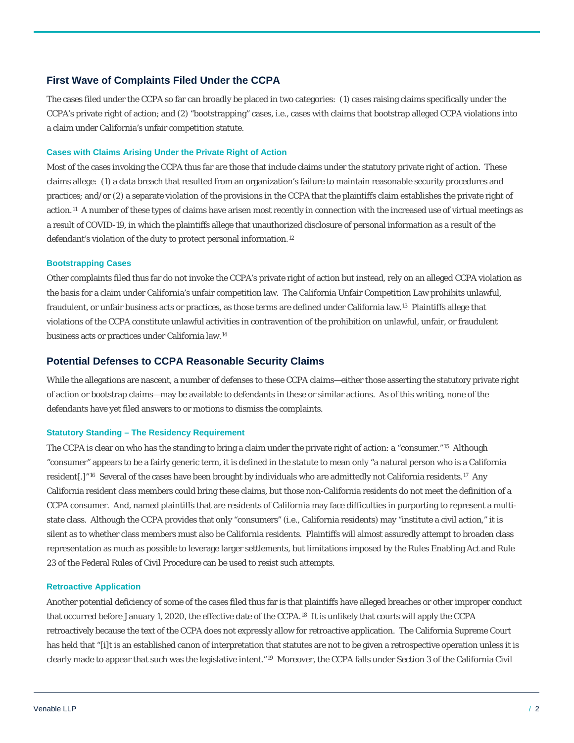## First Wave of Complaints Filed Under the CCPA

The cases filed under the CCPA so far can broadly be placed in two categories: (1) cases raising claims specifically under the CCPA's private right of action; and (2) "bootstrapping" cases, i.e., cases with claims that bootstrap alleged CCPA violations into a claim under California's unfair competition statute.

### Cases with Claims Arising Under the Private Right of Action

Most of the cases invoking the CCPA thus far are those that include claims under the statutory private right of action. These claims allege: (1) a data breach that resulted from an organization's failure to maintain reasonable security procedures and practices; and/or (2) a separate violation of the provisions in the CCPA that the plaintiffs claim establishes the private right of action.[11] A number of these types of claims have arisen most recently in connection with the increased use of virtual meetings as a result of COVID-19, in which the plaintiffs allege that unauthorized disclosure of personal information as a result of the defendant's violation of the duty to protect personal information.[12]

### Bootstrapping Cases

Other complaints filed thus far do not invoke the CCPA's private right of action but instead, rely on an alleged CCPA violation as the basis for a claim under California's unfair competition law. The California Unfair Competition Law prohibits unlawful, fraudulent, or unfair business acts or practices, as those terms are defined under California law.[13] Plaintiffs allege that violations of the CCPA constitute unlawful activities in contravention of the prohibition on unlawful, unfair, or fraudulent business acts or practices under California law.[14]

## Potential Defenses to CCPA Reasonable Security Claims

While the allegations are nascent, a number of defenses to these CCPA claims—either those asserting the statutory private right of action or bootstrap claims—may be available to defendants in these or similar actions. As of this writing, none of the defendants have yet filed answers to or motions to dismiss the complaints.

### Statutory Standing – The Residency Requirement

The CCPA is clear on who has the standing to bring a claim under the private right of action: a "consumer."[15] Although "consumer" appears to be a fairly generic term, it is defined in the statute to mean only "a natural person who is a California resident[.]"[16] Several of the cases have been brought by individuals who are admittedly not California residents.[17] Any California resident class members could bring these claims, but those non-California residents do not meet the definition of a CCPA consumer. And, named plaintiffs that are residents of California may face difficulties in purporting to represent a multi-state class. Although the CCPA provides that only "consumers" (i.e., California residents) may "institute a civil action," it is silent as to whether class members must also be California residents. Plaintiffs will almost assuredly attempt to broaden class representation as much as possible to leverage larger settlements, but limitations imposed by the Rules Enabling Act and Rule 23 of the Federal Rules of Civil Procedure can be used to resist such attempts.

### Retroactive Application

Another potential deficiency of some of the cases filed thus far is that plaintiffs have alleged breaches or other improper conduct that occurred before January 1, 2020, the effective date of the CCPA.[18] It is unlikely that courts will apply the CCPA retroactively because the text of the CCPA does not expressly allow for retroactive application. The California Supreme Court has held that "[i]t is an established canon of interpretation that statutes are not to be given a retrospective operation unless it is clearly made to appear that such was the legislative intent."[19] Moreover, the CCPA falls under Section 3 of the California Civil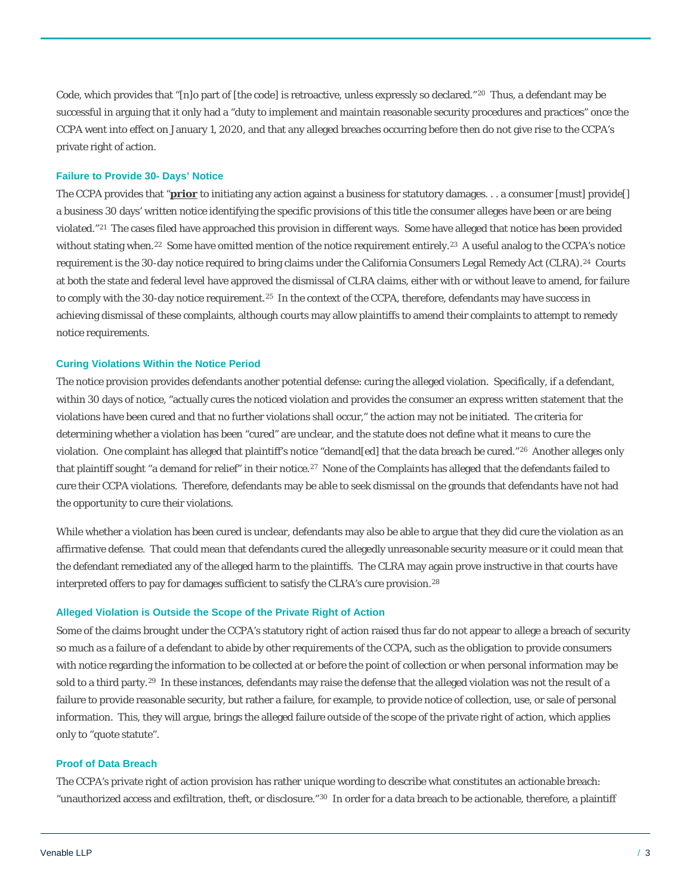Code, which provides that "[n]o part of [the code] is retroactive, unless expressly so declared."[20] Thus, a defendant may be successful in arguing that it only had a "duty to implement and maintain reasonable security procedures and practices" once the CCPA went into effect on January 1, 2020, and that any alleged breaches occurring before then do not give rise to the CCPA's private right of action.

### Failure to Provide 30- Days' Notice

The CCPA provides that "**prior** to initiating any action against a business for statutory damages. . . a consumer [must] provide[] a business 30 days' written notice identifying the specific provisions of this title the consumer alleges have been or are being violated."[21] The cases filed have approached this provision in different ways. Some have alleged that notice has been provided without stating when.[22] Some have omitted mention of the notice requirement entirely.[23] A useful analog to the CCPA's notice requirement is the 30-day notice required to bring claims under the California Consumers Legal Remedy Act (CLRA).[24] Courts at both the state and federal level have approved the dismissal of CLRA claims, either with or without leave to amend, for failure to comply with the 30-day notice requirement.[25] In the context of the CCPA, therefore, defendants may have success in achieving dismissal of these complaints, although courts may allow plaintiffs to amend their complaints to attempt to remedy notice requirements.

### Curing Violations Within the Notice Period

The notice provision provides defendants another potential defense: curing the alleged violation. Specifically, if a defendant, within 30 days of notice, "actually cures the noticed violation and provides the consumer an express written statement that the violations have been cured and that no further violations shall occur," the action may not be initiated. The criteria for determining whether a violation has been "cured" are unclear, and the statute does not define what it means to cure the violation. One complaint has alleged that plaintiff's notice "demand[ed] that the data breach be cured."[26] Another alleges only that plaintiff sought "a demand for relief" in their notice.[27] None of the Complaints has alleged that the defendants failed to cure their CCPA violations. Therefore, defendants may be able to seek dismissal on the grounds that defendants have not had the opportunity to cure their violations.

While whether a violation has been cured is unclear, defendants may also be able to argue that they did cure the violation as an affirmative defense. That could mean that defendants cured the allegedly unreasonable security measure or it could mean that the defendant remediated any of the alleged harm to the plaintiffs. The CLRA may again prove instructive in that courts have interpreted offers to pay for damages sufficient to satisfy the CLRA's cure provision.[28]

### Alleged Violation is Outside the Scope of the Private Right of Action

Some of the claims brought under the CCPA's statutory right of action raised thus far do not appear to allege a breach of security so much as a failure of a defendant to abide by other requirements of the CCPA, such as the obligation to provide consumers with notice regarding the information to be collected at or before the point of collection or when personal information may be sold to a third party.[29] In these instances, defendants may raise the defense that the alleged violation was not the result of a failure to provide reasonable security, but rather a failure, for example, to provide notice of collection, use, or sale of personal information. This, they will argue, brings the alleged failure outside of the scope of the private right of action, which applies only to "quote statute".

### Proof of Data Breach

The CCPA's private right of action provision has rather unique wording to describe what constitutes an actionable breach: "unauthorized access and exfiltration, theft, or disclosure."[30] In order for a data breach to be actionable, therefore, a plaintiff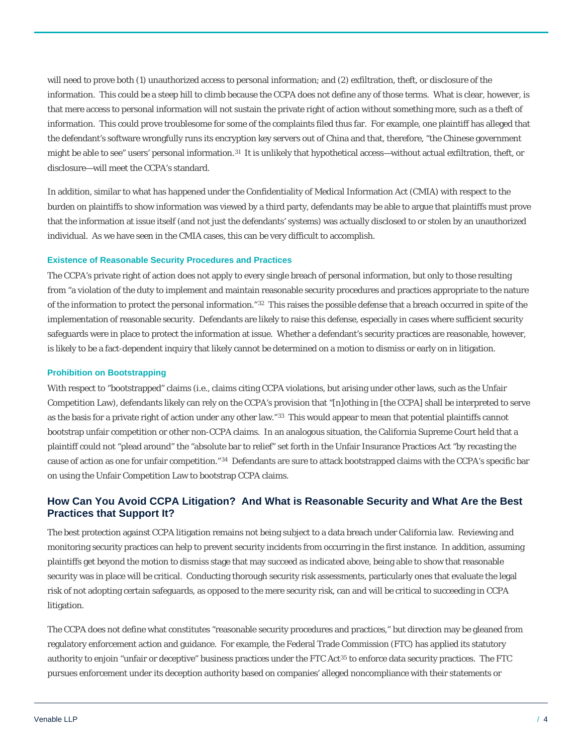will need to prove both (1) unauthorized access to personal information; and (2) exfiltration, theft, or disclosure of the information. This could be a steep hill to climb because the CCPA does not define any of those terms. What is clear, however, is that mere access to personal information will not sustain the private right of action without something more, such as a theft of information. This could prove troublesome for some of the complaints filed thus far. For example, one plaintiff has alleged that the defendant's software wrongfully runs its encryption key servers out of China and that, therefore, "the Chinese government might be able to see" users' personal information.[31] It is unlikely that hypothetical access—without actual exfiltration, theft, or disclosure—will meet the CCPA's standard.

In addition, similar to what has happened under the Confidentiality of Medical Information Act (CMIA) with respect to the burden on plaintiffs to show information was viewed by a third party, defendants may be able to argue that plaintiffs must prove that the information at issue itself (and not just the defendants' systems) was actually disclosed to or stolen by an unauthorized individual. As we have seen in the CMIA cases, this can be very difficult to accomplish.

#### Existence of Reasonable Security Procedures and Practices

The CCPA's private right of action does not apply to every single breach of personal information, but only to those resulting from "a violation of the duty to implement and maintain reasonable security procedures and practices appropriate to the nature of the information to protect the personal information."[32] This raises the possible defense that a breach occurred in spite of the implementation of reasonable security. Defendants are likely to raise this defense, especially in cases where sufficient security safeguards were in place to protect the information at issue. Whether a defendant's security practices are reasonable, however, is likely to be a fact-dependent inquiry that likely cannot be determined on a motion to dismiss or early on in litigation.

#### Prohibition on Bootstrapping

With respect to "bootstrapped" claims (i.e., claims citing CCPA violations, but arising under other laws, such as the Unfair Competition Law), defendants likely can rely on the CCPA's provision that "[n]othing in [the CCPA] shall be interpreted to serve as the basis for a private right of action under any other law."[33] This would appear to mean that potential plaintiffs cannot bootstrap unfair competition or other non-CCPA claims. In an analogous situation, the California Supreme Court held that a plaintiff could not "plead around" the "absolute bar to relief" set forth in the Unfair Insurance Practices Act "by recasting the cause of action as one for unfair competition."[34] Defendants are sure to attack bootstrapped claims with the CCPA's specific bar on using the Unfair Competition Law to bootstrap CCPA claims.

### How Can You Avoid CCPA Litigation? And What is Reasonable Security and What Are the Best Practices that Support It?

The best protection against CCPA litigation remains not being subject to a data breach under California law. Reviewing and monitoring security practices can help to prevent security incidents from occurring in the first instance. In addition, assuming plaintiffs get beyond the motion to dismiss stage that may succeed as indicated above, being able to show that reasonable security was in place will be critical. Conducting thorough security risk assessments, particularly ones that evaluate the legal risk of not adopting certain safeguards, as opposed to the mere security risk, can and will be critical to succeeding in CCPA litigation.

The CCPA does not define what constitutes "reasonable security procedures and practices," but direction may be gleaned from regulatory enforcement action and guidance. For example, the Federal Trade Commission (FTC) has applied its statutory authority to enjoin "unfair or deceptive" business practices under the FTC Act[35] to enforce data security practices. The FTC pursues enforcement under its deception authority based on companies' alleged noncompliance with their statements or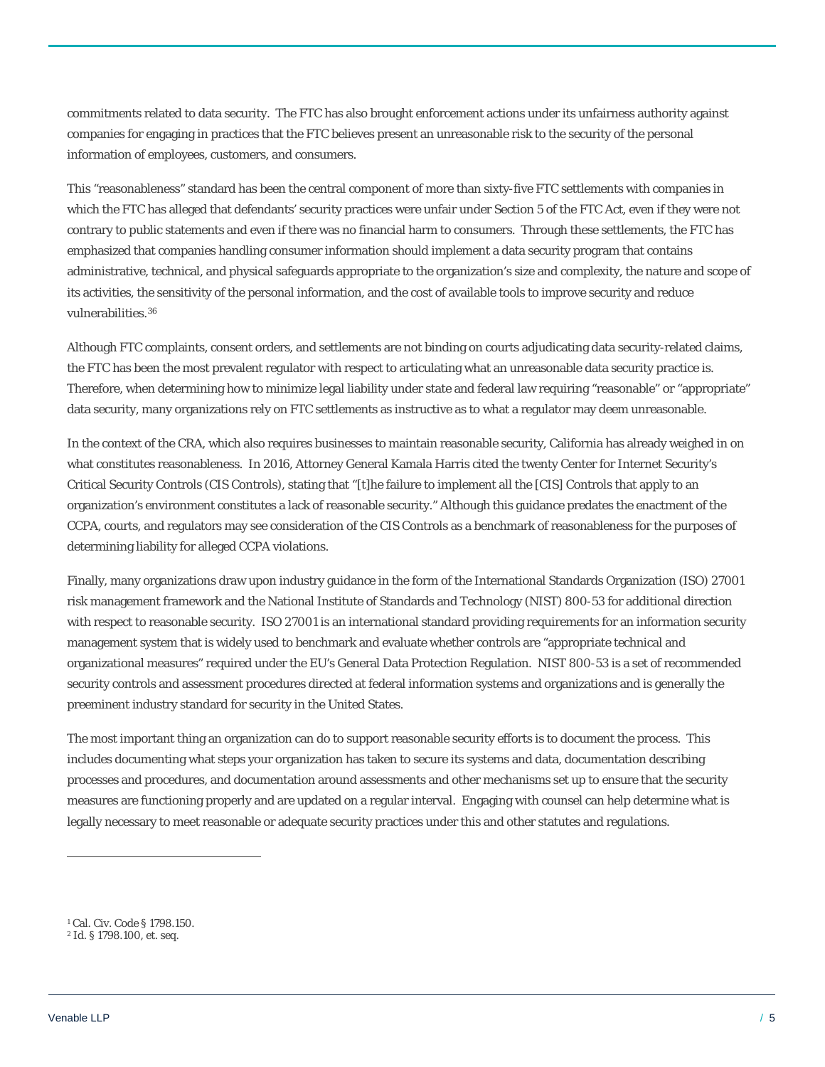commitments related to data security. The FTC has also brought enforcement actions under its unfairness authority against companies for engaging in practices that the FTC believes present an unreasonable risk to the security of the personal information of employees, customers, and consumers.

This "reasonableness" standard has been the central component of more than sixty-five FTC settlements with companies in which the FTC has alleged that defendants' security practices were unfair under Section 5 of the FTC Act, even if they were not contrary to public statements and even if there was no financial harm to consumers. Through these settlements, the FTC has emphasized that companies handling consumer information should implement a data security program that contains administrative, technical, and physical safeguards appropriate to the organization's size and complexity, the nature and scope of its activities, the sensitivity of the personal information, and the cost of available tools to improve security and reduce vulnerabilities.[36]

Although FTC complaints, consent orders, and settlements are not binding on courts adjudicating data security-related claims, the FTC has been the most prevalent regulator with respect to articulating what an unreasonable data security practice is. Therefore, when determining how to minimize legal liability under state and federal law requiring "reasonable" or "appropriate" data security, many organizations rely on FTC settlements as instructive as to what a regulator may deem unreasonable.

In the context of the CRA, which also requires businesses to maintain reasonable security, California has already weighed in on what constitutes reasonableness. In 2016, Attorney General Kamala Harris cited the twenty Center for Internet Security's Critical Security Controls (CIS Controls), stating that "[t]he failure to implement all the [CIS] Controls that apply to an organization's environment constitutes a lack of reasonable security." Although this guidance predates the enactment of the CCPA, courts, and regulators may see consideration of the CIS Controls as a benchmark of reasonableness for the purposes of determining liability for alleged CCPA violations.

Finally, many organizations draw upon industry guidance in the form of the International Standards Organization (ISO) 27001 risk management framework and the National Institute of Standards and Technology (NIST) 800-53 for additional direction with respect to reasonable security. ISO 27001 is an international standard providing requirements for an information security management system that is widely used to benchmark and evaluate whether controls are "appropriate technical and organizational measures" required under the EU's General Data Protection Regulation. NIST 800-53 is a set of recommended security controls and assessment procedures directed at federal information systems and organizations and is generally the preeminent industry standard for security in the United States.

The most important thing an organization can do to support reasonable security efforts is to document the process. This includes documenting what steps your organization has taken to secure its systems and data, documentation describing processes and procedures, and documentation around assessments and other mechanisms set up to ensure that the security measures are functioning properly and are updated on a regular interval. Engaging with counsel can help determine what is legally necessary to meet reasonable or adequate security practices under this and other statutes and regulations.

---

[1] Cal. Civ. Code § 1798.150.
[2] Id. § 1798.100, et. seq.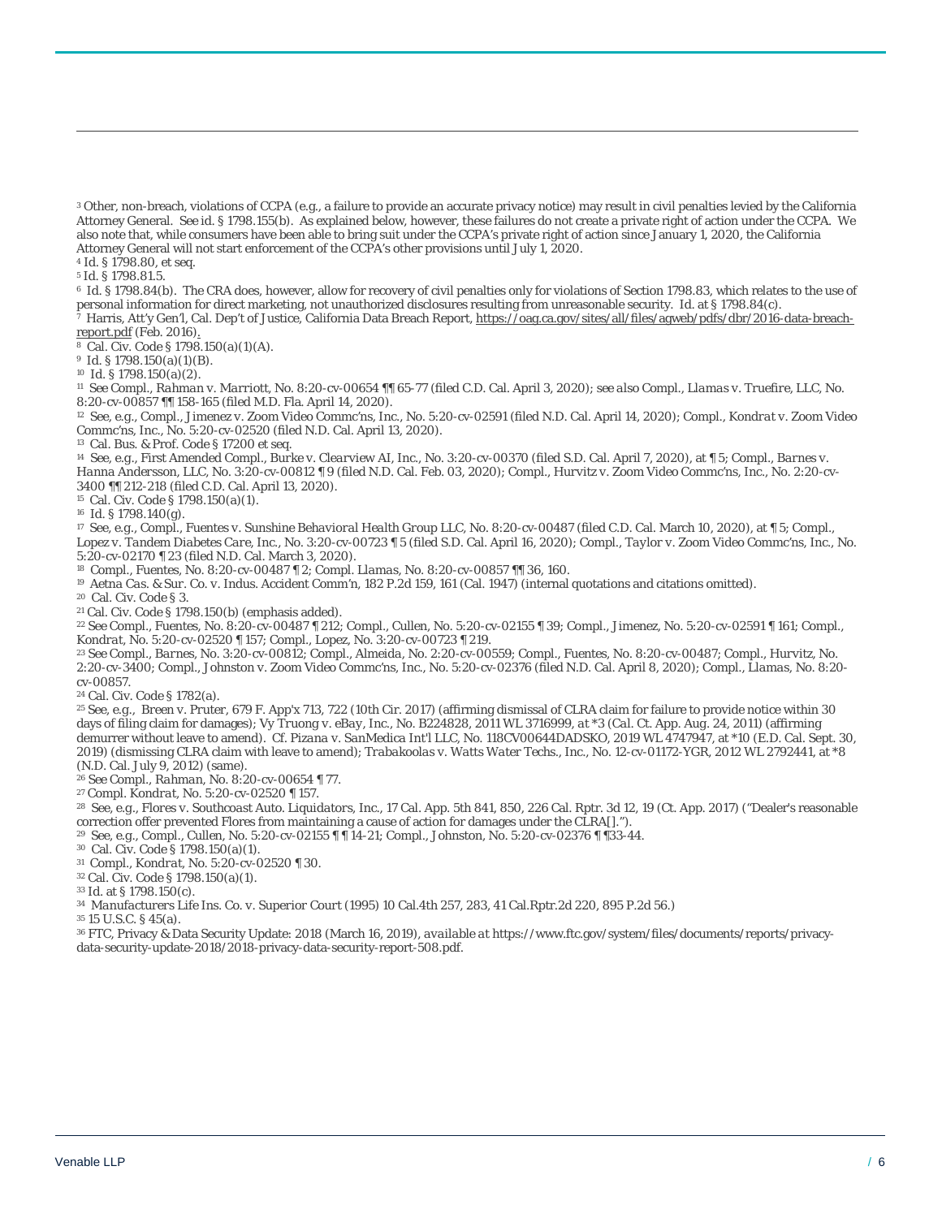[3] Other, non-breach, violations of CCPA (e.g., a failure to provide an accurate privacy notice) may result in civil penalties levied by the California Attorney General. *See id.* § 1798.155(b). As explained below, however, these failures do not create a private right of action under the CCPA. We also note that, while consumers have been able to bring suit under the CCPA's private right of action since January 1, 2020, the California Attorney General will not start enforcement of the CCPA's other provisions until July 1, 2020.

[4] *Id.* § 1798.80, *et seq.*

[5] *Id.* § 1798.81.5.

[6] *Id.* § 1798.84(b). The CRA does, however, allow for recovery of civil penalties only for violations of Section 1798.83, which relates to the use of personal information for direct marketing, not unauthorized disclosures resulting from unreasonable security. *Id.* at § 1798.84(c).

[7] Harris, Att'y Gen'l, Cal. Dep't of Justice, California Data Breach Report, https://oag.ca.gov/sites/all/files/agweb/pdfs/dbr/2016-data-breach-report.pdf (Feb. 2016).

[8] Cal. Civ. Code § 1798.150(a)(1)(A).

[9] *Id.* § 1798.150(a)(1)(B).

[10] *Id.* § 1798.150(a)(2).

[11] *See* Compl., *Rahman v. Marriott*, No. 8:20-cv-00654 ¶¶ 65-77 (filed C.D. Cal. April 3, 2020); *see also* Compl., *Llamas v. Truefire, LLC*, No. 8:20-cv-00857 ¶¶ 158-165 (filed M.D. Fla. April 14, 2020).

[12] *See, e.g.*, Compl., *Jimenez v. Zoom Video Commc'ns, Inc.*, No. 5:20-cv-02591 (filed N.D. Cal. April 14, 2020); Compl., *Kondrat v. Zoom Video Commc'ns, Inc.*, No. 5:20-cv-02520 (filed N.D. Cal. April 13, 2020).

[13] Cal. Bus. & Prof. Code § 17200 *et seq.*

[14] *See* First Amended Compl., *Burke v. Clearview AI, Inc.*, No. 3:20-cv-00370 (filed S.D. Cal. April 7, 2020), at ¶ 5; Compl., *Barnes v. Hanna Andersson, LLC*, No. 3:20-cv-00812 ¶ 9 (filed N.D. Cal. Feb. 03, 2020); Compl., *Hurvitz v. Zoom Video Commc'ns, Inc.*, No. 2:20-cv-3400 ¶¶ 212-218 (filed C.D. Cal. April 13, 2020).

[15] Cal. Civ. Code § 1798.150(a)(1).

[16] *Id.* § 1798.140(g).

[17] *See, e.g.*, Compl., *Fuentes v. Sunshine Behavioral Health Group LLC*, No. 8:20-cv-00487 (filed C.D. Cal. March 10, 2020), at ¶ 5; Compl., *Lopez v. Tandem Diabetes Care, Inc.*, No. 3:20-cv-00723 ¶ 5 (filed S.D. Cal. April 16, 2020); Compl., *Taylor v. Zoom Video Commc'ns, Inc.*, No. 5:20-cv-02170 ¶ 23 (filed N.D. Cal. March 3, 2020).

[18] Compl., *Fuentes*, No. 8:20-cv-00487 ¶ 2; Compl. *Llamas*, No. 8:20-cv-00857 ¶¶ 36, 160.

[19] *Aetna Cas. & Sur. Co. v. Indus. Accident Comm'n*, 182 P.2d 159, 161 (Cal. 1947) (internal quotations and citations omitted).

[20] Cal. Civ. Code § 3.

[21] Cal. Civ. Code § 1798.150(b) (emphasis added).

[22] *See* Compl., *Fuentes*, No. 8:20-cv-00487 ¶ 212; Compl., *Cullen*, No. 5:20-cv-02155 ¶ 39; Compl., *Jimenez*, No. 5:20-cv-02591 ¶ 161; Compl., *Kondrat*, No. 5:20-cv-02520 ¶ 157; Compl., *Lopez*, No. 3:20-cv-00723 ¶ 219.

[23] *See* Compl., *Barnes*, No. 3:20-cv-00812; Compl., *Almeida*, No. 2:20-cv-00559; Compl., *Fuentes*, No. 8:20-cv-00487; Compl., *Hurvitz*, No. 2:20-cv-3400; Compl., *Johnston v. Zoom Video Commc'ns, Inc.*, No. 5:20-cv-02376 (filed N.D. Cal. April 8, 2020); Compl., *Llamas*, No. 8:20-cv-00857.

[24] Cal. Civ. Code § 1782(a).

[25] *See, e.g.*, *Breen v. Pruter*, 679 F. App'x 713, 722 (10th Cir. 2017) (affirming dismissal of CLRA claim for failure to provide notice within 30 days of filing claim for damages); *Vy Truong v. eBay, Inc.*, No. B224828, 2011 WL 3716999, at *3 (Cal. Ct. App. Aug. 24, 2011) (affirming demurrer without leave to amend). *Cf. Pizana v. SanMedica Int'l LLC*, No. 118CV00644DADSKO, 2019 WL 4747947, at *10 (E.D. Cal. Sept. 30, 2019) (dismissing CLRA claim with leave to amend); *Trabakoolas v. Watts Water Techs., Inc.*, No. 12-cv-01172-YGR, 2012 WL 2792441, at *8 (N.D. Cal. July 9, 2012) (same).

[26] *See* Compl., *Rahman*, No. 8:20-cv-00654 ¶ 77.

[27] Compl. *Kondrat*, No. 5:20-cv-02520 ¶ 157.

[28] *See, e.g.*, *Flores v. Southcoast Auto. Liquidators, Inc.*, 17 Cal. App. 5th 841, 850, 226 Cal. Rptr. 3d 12, 19 (Ct. App. 2017) ("Dealer's reasonable correction offer prevented Flores from maintaining a cause of action for damages under the CLRA[].").

[29] *See, e.g.*, Compl., *Cullen*, No. 5:20-cv-02155 ¶ ¶ 14-21; Compl., *Johnston*, No. 5:20-cv-02376 ¶ ¶33-44.

[30] Cal. Civ. Code § 1798.150(a)(1).

[31] Compl., *Kondrat*, No. 5:20-cv-02520 ¶ 30.

[32] Cal. Civ. Code § 1798.150(a)(1).

[33] *Id.* at § 1798.150(c).

[34] *Manufacturers Life Ins. Co. v. Superior Court* (1995) 10 Cal.4th 257, 283, 41 Cal.Rptr.2d 220, 895 P.2d 56.)

[35] 15 U.S.C. § 45(a).

[36] FTC, Privacy & Data Security Update: 2018 (March 16, 2019), *available at* https://www.ftc.gov/system/files/documents/reports/privacy-data-security-update-2018/2018-privacy-data-security-report-508.pdf.